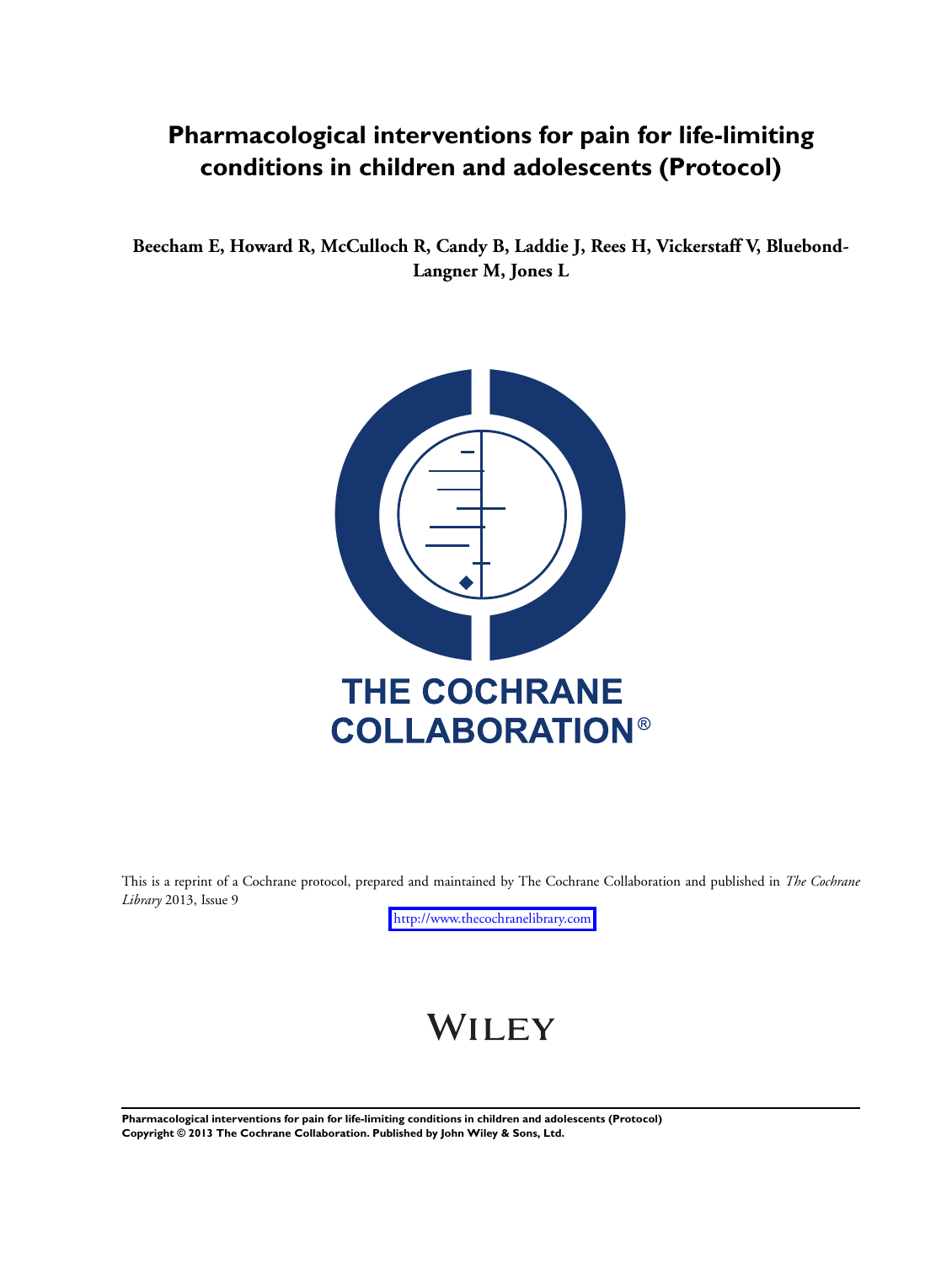# Pharmacological interventions for pain for life-limiting conditions in children and adolescents (Protocol)

**Beecham E, Howard R, McCulloch R, Candy B, Laddie J, Rees H, Vickerstaff V, Bluebond-Langner M, Jones L**

THE COCHRANE COLLABORATION®

This is a reprint of a Cochrane protocol, prepared and maintained by The Cochrane Collaboration and published in *The Cochrane Library* 2013, Issue 9

http://www.thecochranelibrary.com

WILEY

**Pharmacological interventions for pain for life-limiting conditions in children and adolescents (Protocol)**
**Copyright © 2013 The Cochrane Collaboration. Published by John Wiley & Sons, Ltd.**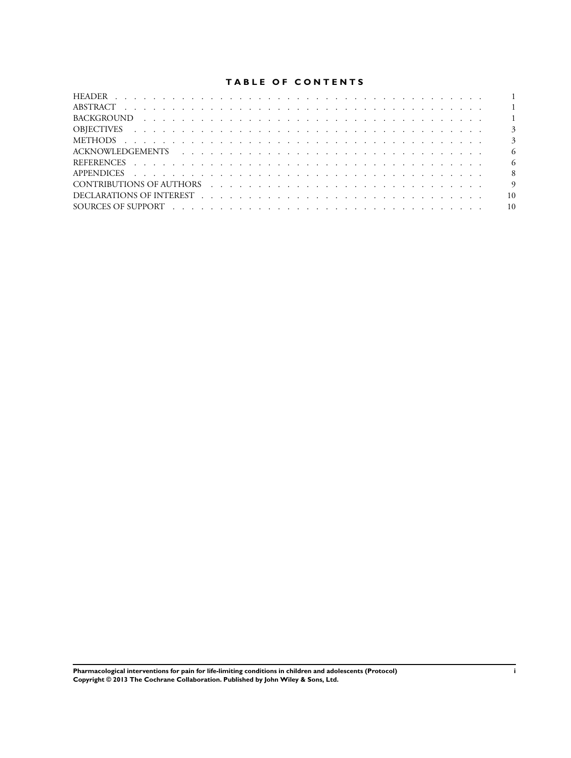# TABLE OF CONTENTS

| | |
|---|---|
| HEADER | 1 |
| ABSTRACT | 1 |
| BACKGROUND | 1 |
| OBJECTIVES | 3 |
| METHODS | 3 |
| ACKNOWLEDGEMENTS | 6 |
| REFERENCES | 6 |
| APPENDICES | 8 |
| CONTRIBUTIONS OF AUTHORS | 9 |
| DECLARATIONS OF INTEREST | 10 |
| SOURCES OF SUPPORT | 10 |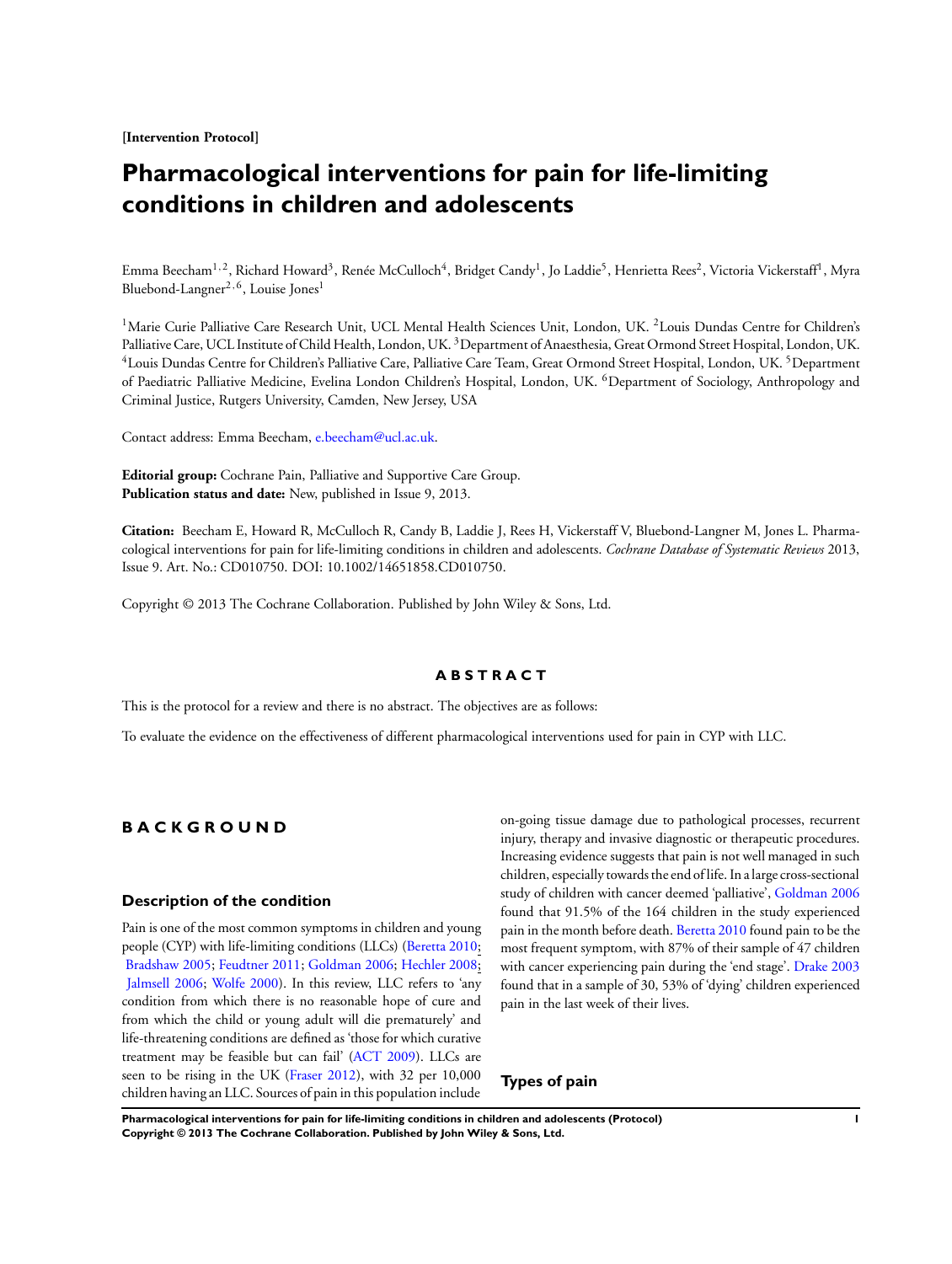[**Intervention Protocol**]

# Pharmacological interventions for pain for life-limiting conditions in children and adolescents

Emma Beecham[1,2], Richard Howard[3], Renée McCulloch[4], Bridget Candy[1], Jo Laddie[5], Henrietta Rees[2], Victoria Vickerstaff[1], Myra Bluebond-Langner[2,6], Louise Jones[1]

[1]Marie Curie Palliative Care Research Unit, UCL Mental Health Sciences Unit, London, UK. [2]Louis Dundas Centre for Children's Palliative Care, UCL Institute of Child Health, London, UK. [3]Department of Anaesthesia, Great Ormond Street Hospital, London, UK. [4]Louis Dundas Centre for Children's Palliative Care, Palliative Care Team, Great Ormond Street Hospital, London, UK. [5]Department of Paediatric Palliative Medicine, Evelina London Children's Hospital, London, UK. [6]Department of Sociology, Anthropology and Criminal Justice, Rutgers University, Camden, New Jersey, USA

Contact address: Emma Beecham, e.beecham@ucl.ac.uk.

**Editorial group:** Cochrane Pain, Palliative and Supportive Care Group.
**Publication status and date:** New, published in Issue 9, 2013.

**Citation:** Beecham E, Howard R, McCulloch R, Candy B, Laddie J, Rees H, Vickerstaff V, Bluebond-Langner M, Jones L. Pharmacological interventions for pain for life-limiting conditions in children and adolescents. *Cochrane Database of Systematic Reviews* 2013, Issue 9. Art. No.: CD010750. DOI: 10.1002/14651858.CD010750.

Copyright © 2013 The Cochrane Collaboration. Published by John Wiley & Sons, Ltd.

## ABSTRACT

This is the protocol for a review and there is no abstract. The objectives are as follows:

To evaluate the evidence on the effectiveness of different pharmacological interventions used for pain in CYP with LLC.

## BACKGROUND

### Description of the condition

Pain is one of the most common symptoms in children and young people (CYP) with life-limiting conditions (LLCs) (Beretta 2010; Bradshaw 2005; Feudtner 2011; Goldman 2006; Hechler 2008; Jalmsell 2006; Wolfe 2000). In this review, LLC refers to 'any condition from which there is no reasonable hope of cure and from which the child or young adult will die prematurely' and life-threatening conditions are defined as 'those for which curative treatment may be feasible but can fail' (ACT 2009). LLCs are seen to be rising in the UK (Fraser 2012), with 32 per 10,000 children having an LLC. Sources of pain in this population include on-going tissue damage due to pathological processes, recurrent injury, therapy and invasive diagnostic or therapeutic procedures. Increasing evidence suggests that pain is not well managed in such children, especially towards the end of life. In a large cross-sectional study of children with cancer deemed 'palliative', Goldman 2006 found that 91.5% of the 164 children in the study experienced pain in the month before death. Beretta 2010 found pain to be the most frequent symptom, with 87% of their sample of 47 children with cancer experiencing pain during the 'end stage'. Drake 2003 found that in a sample of 30, 53% of 'dying' children experienced pain in the last week of their lives.

### Types of pain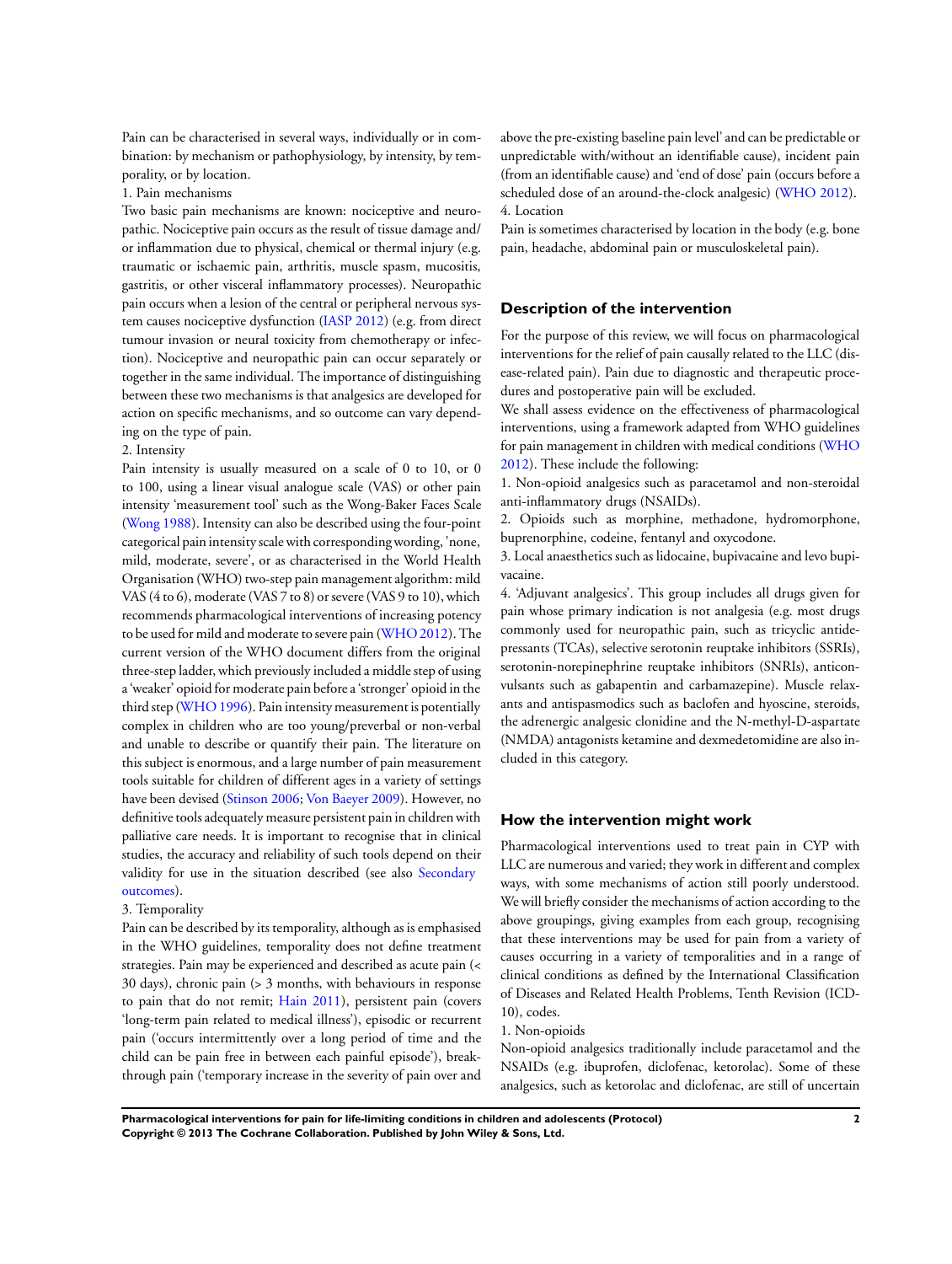Pain can be characterised in several ways, individually or in combination: by mechanism or pathophysiology, by intensity, by temporality, or by location.

1. Pain mechanisms

Two basic pain mechanisms are known: nociceptive and neuropathic. Nociceptive pain occurs as the result of tissue damage and/or inflammation due to physical, chemical or thermal injury (e.g. traumatic or ischaemic pain, arthritis, muscle spasm, mucositis, gastritis, or other visceral inflammatory processes). Neuropathic pain occurs when a lesion of the central or peripheral nervous system causes nociceptive dysfunction (IASP 2012) (e.g. from direct tumour invasion or neural toxicity from chemotherapy or infection). Nociceptive and neuropathic pain can occur separately or together in the same individual. The importance of distinguishing between these two mechanisms is that analgesics are developed for action on specific mechanisms, and so outcome can vary depending on the type of pain.

2. Intensity

Pain intensity is usually measured on a scale of 0 to 10, or 0 to 100, using a linear visual analogue scale (VAS) or other pain intensity 'measurement tool' such as the Wong-Baker Faces Scale (Wong 1988). Intensity can also be described using the four-point categorical pain intensity scale with corresponding wording, 'none, mild, moderate, severe', or as characterised in the World Health Organisation (WHO) two-step pain management algorithm: mild VAS (4 to 6), moderate (VAS 7 to 8) or severe (VAS 9 to 10), which recommends pharmacological interventions of increasing potency to be used for mild and moderate to severe pain (WHO 2012). The current version of the WHO document differs from the original three-step ladder, which previously included a middle step of using a 'weaker' opioid for moderate pain before a 'stronger' opioid in the third step (WHO 1996). Pain intensity measurement is potentially complex in children who are too young/preverbal or non-verbal and unable to describe or quantify their pain. The literature on this subject is enormous, and a large number of pain measurement tools suitable for children of different ages in a variety of settings have been devised (Stinson 2006; Von Baeyer 2009). However, no definitive tools adequately measure persistent pain in children with palliative care needs. It is important to recognise that in clinical studies, the accuracy and reliability of such tools depend on their validity for use in the situation described (see also Secondary outcomes).

3. Temporality

Pain can be described by its temporality, although as is emphasised in the WHO guidelines, temporality does not define treatment strategies. Pain may be experienced and described as acute pain (< 30 days), chronic pain (> 3 months, with behaviours in response to pain that do not remit; Hain 2011), persistent pain (covers 'long-term pain related to medical illness'), episodic or recurrent pain ('occurs intermittently over a long period of time and the child can be pain free in between each painful episode'), breakthrough pain ('temporary increase in the severity of pain over and above the pre-existing baseline pain level' and can be predictable or unpredictable with/without an identifiable cause), incident pain (from an identifiable cause) and 'end of dose' pain (occurs before a scheduled dose of an around-the-clock analgesic) (WHO 2012).

4. Location

Pain is sometimes characterised by location in the body (e.g. bone pain, headache, abdominal pain or musculoskeletal pain).

## Description of the intervention

For the purpose of this review, we will focus on pharmacological interventions for the relief of pain causally related to the LLC (disease-related pain). Pain due to diagnostic and therapeutic procedures and postoperative pain will be excluded.

We shall assess evidence on the effectiveness of pharmacological interventions, using a framework adapted from WHO guidelines for pain management in children with medical conditions (WHO 2012). These include the following:

1. Non-opioid analgesics such as paracetamol and non-steroidal anti-inflammatory drugs (NSAIDs).
2. Opioids such as morphine, methadone, hydromorphone, buprenorphine, codeine, fentanyl and oxycodone.
3. Local anaesthetics such as lidocaine, bupivacaine and levo bupivacaine.
4. 'Adjuvant analgesics'. This group includes all drugs given for pain whose primary indication is not analgesia (e.g. most drugs commonly used for neuropathic pain, such as tricyclic antidepressants (TCAs), selective serotonin reuptake inhibitors (SSRIs), serotonin-norepinephrine reuptake inhibitors (SNRIs), anticonvulsants such as gabapentin and carbamazepine). Muscle relaxants and antispasmodics such as baclofen and hyoscine, steroids, the adrenergic analgesic clonidine and the N-methyl-D-aspartate (NMDA) antagonists ketamine and dexmedetomidine are also included in this category.

## How the intervention might work

Pharmacological interventions used to treat pain in CYP with LLC are numerous and varied; they work in different and complex ways, with some mechanisms of action still poorly understood. We will briefly consider the mechanisms of action according to the above groupings, giving examples from each group, recognising that these interventions may be used for pain from a variety of causes occurring in a variety of temporalities and in a range of clinical conditions as defined by the International Classification of Diseases and Related Health Problems, Tenth Revision (ICD-10), codes.

1. Non-opioids

Non-opioid analgesics traditionally include paracetamol and the NSAIDs (e.g. ibuprofen, diclofenac, ketorolac). Some of these analgesics, such as ketorolac and diclofenac, are still of uncertain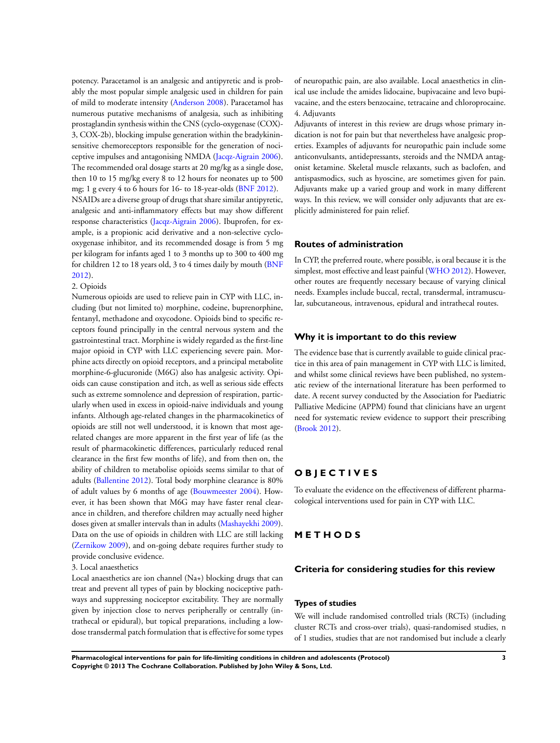potency. Paracetamol is an analgesic and antipyretic and is probably the most popular simple analgesic used in children for pain of mild to moderate intensity (Anderson 2008). Paracetamol has numerous putative mechanisms of analgesia, such as inhibiting prostaglandin synthesis within the CNS (cyclo-oxygenase (COX)-3, COX-2b), blocking impulse generation within the bradykinin-sensitive chemoreceptors responsible for the generation of nociceptive impulses and antagonising NMDA (Jacqz-Aigrain 2006). The recommended oral dosage starts at 20 mg/kg as a single dose, then 10 to 15 mg/kg every 8 to 12 hours for neonates up to 500 mg; 1 g every 4 to 6 hours for 16- to 18-year-olds (BNF 2012).

NSAIDs are a diverse group of drugs that share similar antipyretic, analgesic and anti-inflammatory effects but may show different response characteristics (Jacqz-Aigrain 2006). Ibuprofen, for example, is a propionic acid derivative and a non-selective cyclo-oxygenase inhibitor, and its recommended dosage is from 5 mg per kilogram for infants aged 1 to 3 months up to 300 to 400 mg for children 12 to 18 years old, 3 to 4 times daily by mouth (BNF 2012).

2. Opioids

Numerous opioids are used to relieve pain in CYP with LLC, including (but not limited to) morphine, codeine, buprenorphine, fentanyl, methadone and oxycodone. Opioids bind to specific receptors found principally in the central nervous system and the gastrointestinal tract. Morphine is widely regarded as the first-line major opioid in CYP with LLC experiencing severe pain. Morphine acts directly on opioid receptors, and a principal metabolite morphine-6-glucuronide (M6G) also has analgesic activity. Opioids can cause constipation and itch, as well as serious side effects such as extreme somnolence and depression of respiration, particularly when used in excess in opioid-naive individuals and young infants. Although age-related changes in the pharmacokinetics of opioids are still not well understood, it is known that most age-related changes are more apparent in the first year of life (as the result of pharmacokinetic differences, particularly reduced renal clearance in the first few months of life), and from then on, the ability of children to metabolise opioids seems similar to that of adults (Ballentine 2012). Total body morphine clearance is 80% of adult values by 6 months of age (Bouwmeester 2004). However, it has been shown that M6G may have faster renal clearance in children, and therefore children may actually need higher doses given at smaller intervals than in adults (Mashayekhi 2009). Data on the use of opioids in children with LLC are still lacking (Zernikow 2009), and on-going debate requires further study to provide conclusive evidence.

3. Local anaesthetics

Local anaesthetics are ion channel (Na+) blocking drugs that can treat and prevent all types of pain by blocking nociceptive pathways and suppressing nociceptor excitability. They are normally given by injection close to nerves peripherally or centrally (intrathecal or epidural), but topical preparations, including a low-dose transdermal patch formulation that is effective for some types of neuropathic pain, are also available. Local anaesthetics in clinical use include the amides lidocaine, bupivacaine and levo bupivacaine, and the esters benzocaine, tetracaine and chloroprocaine.

4. Adjuvants

Adjuvants of interest in this review are drugs whose primary indication is not for pain but that nevertheless have analgesic properties. Examples of adjuvants for neuropathic pain include some anticonvulsants, antidepressants, steroids and the NMDA antagonist ketamine. Skeletal muscle relaxants, such as baclofen, and antispasmodics, such as hyoscine, are sometimes given for pain. Adjuvants make up a varied group and work in many different ways. In this review, we will consider only adjuvants that are explicitly administered for pain relief.

### Routes of administration

In CYP, the preferred route, where possible, is oral because it is the simplest, most effective and least painful (WHO 2012). However, other routes are frequently necessary because of varying clinical needs. Examples include buccal, rectal, transdermal, intramuscular, subcutaneous, intravenous, epidural and intrathecal routes.

### Why it is important to do this review

The evidence base that is currently available to guide clinical practice in this area of pain management in CYP with LLC is limited, and whilst some clinical reviews have been published, no systematic review of the international literature has been performed to date. A recent survey conducted by the Association for Paediatric Palliative Medicine (APPM) found that clinicians have an urgent need for systematic review evidence to support their prescribing (Brook 2012).

# OBJECTIVES

To evaluate the evidence on the effectiveness of different pharmacological interventions used for pain in CYP with LLC.

# METHODS

## Criteria for considering studies for this review

### Types of studies

We will include randomised controlled trials (RCTs) (including cluster RCTs and cross-over trials), quasi-randomised studies, n of 1 studies, studies that are not randomised but include a clearly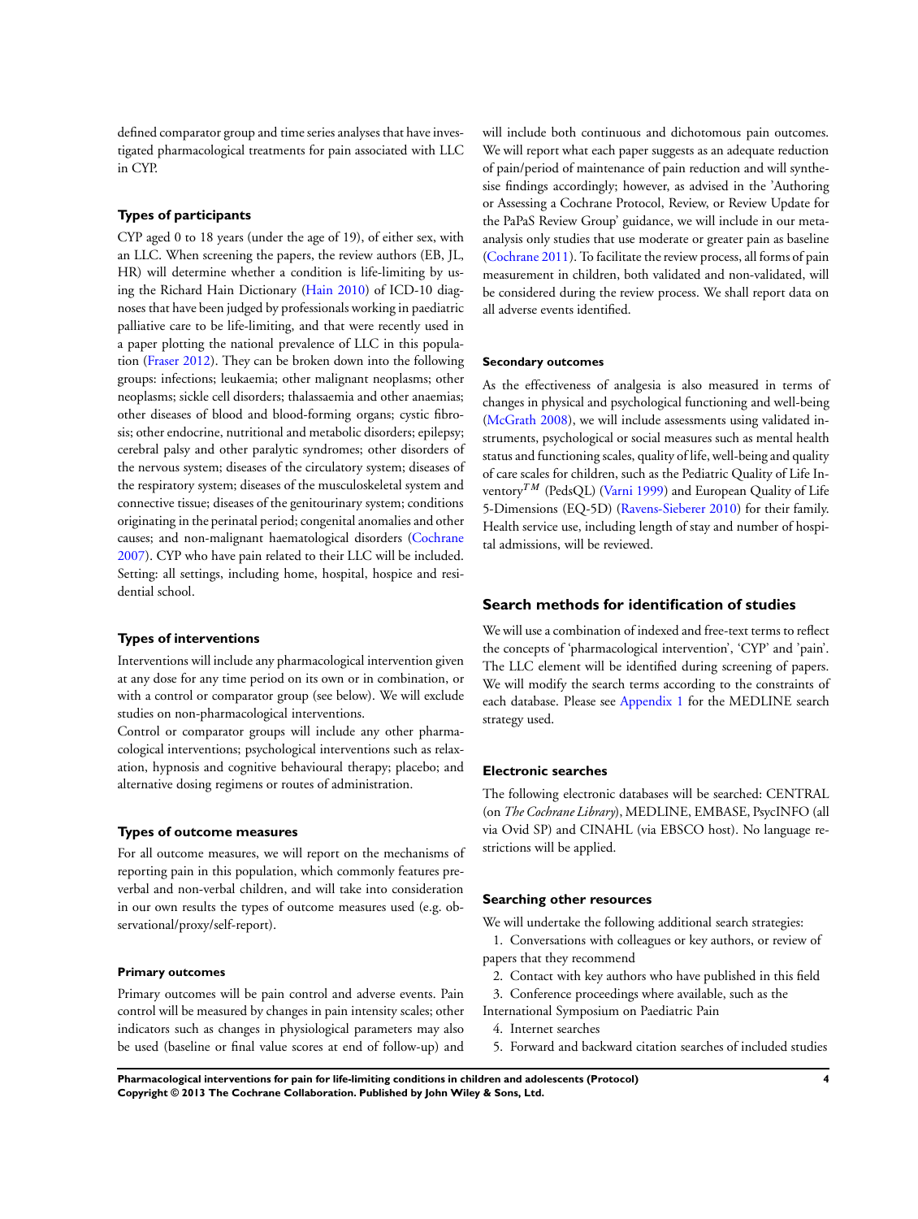defined comparator group and time series analyses that have investigated pharmacological treatments for pain associated with LLC in CYP.

### Types of participants

CYP aged 0 to 18 years (under the age of 19), of either sex, with an LLC. When screening the papers, the review authors (EB, JL, HR) will determine whether a condition is life-limiting by using the Richard Hain Dictionary (Hain 2010) of ICD-10 diagnoses that have been judged by professionals working in paediatric palliative care to be life-limiting, and that were recently used in a paper plotting the national prevalence of LLC in this population (Fraser 2012). They can be broken down into the following groups: infections; leukaemia; other malignant neoplasms; other neoplasms; sickle cell disorders; thalassaemia and other anaemias; other diseases of blood and blood-forming organs; cystic fibrosis; other endocrine, nutritional and metabolic disorders; epilepsy; cerebral palsy and other paralytic syndromes; other disorders of the nervous system; diseases of the circulatory system; diseases of the respiratory system; diseases of the musculoskeletal system and connective tissue; diseases of the genitourinary system; conditions originating in the perinatal period; congenital anomalies and other causes; and non-malignant haematological disorders (Cochrane 2007). CYP who have pain related to their LLC will be included. Setting: all settings, including home, hospital, hospice and residential school.

### Types of interventions

Interventions will include any pharmacological intervention given at any dose for any time period on its own or in combination, or with a control or comparator group (see below). We will exclude studies on non-pharmacological interventions.

Control or comparator groups will include any other pharmacological interventions; psychological interventions such as relaxation, hypnosis and cognitive behavioural therapy; placebo; and alternative dosing regimens or routes of administration.

### Types of outcome measures

For all outcome measures, we will report on the mechanisms of reporting pain in this population, which commonly features preverbal and non-verbal children, and will take into consideration in our own results the types of outcome measures used (e.g. observational/proxy/self-report).

#### Primary outcomes

Primary outcomes will be pain control and adverse events. Pain control will be measured by changes in pain intensity scales; other indicators such as changes in physiological parameters may also be used (baseline or final value scores at end of follow-up) and will include both continuous and dichotomous pain outcomes. We will report what each paper suggests as an adequate reduction of pain/period of maintenance of pain reduction and will synthesise findings accordingly; however, as advised in the 'Authoring or Assessing a Cochrane Protocol, Review, or Review Update for the PaPaS Review Group' guidance, we will include in our meta-analysis only studies that use moderate or greater pain as baseline (Cochrane 2011). To facilitate the review process, all forms of pain measurement in children, both validated and non-validated, will be considered during the review process. We shall report data on all adverse events identified.

#### Secondary outcomes

As the effectiveness of analgesia is also measured in terms of changes in physical and psychological functioning and well-being (McGrath 2008), we will include assessments using validated instruments, psychological or social measures such as mental health status and functioning scales, quality of life, well-being and quality of care scales for children, such as the Pediatric Quality of Life Inventory$^{TM}$ (PedsQL) (Varni 1999) and European Quality of Life 5-Dimensions (EQ-5D) (Ravens-Sieberer 2010) for their family. Health service use, including length of stay and number of hospital admissions, will be reviewed.

## Search methods for identification of studies

We will use a combination of indexed and free-text terms to reflect the concepts of 'pharmacological intervention', 'CYP' and 'pain'. The LLC element will be identified during screening of papers. We will modify the search terms according to the constraints of each database. Please see Appendix 1 for the MEDLINE search strategy used.

### Electronic searches

The following electronic databases will be searched: CENTRAL (on *The Cochrane Library*), MEDLINE, EMBASE, PsycINFO (all via Ovid SP) and CINAHL (via EBSCO host). No language restrictions will be applied.

### Searching other resources

We will undertake the following additional search strategies:

1. Conversations with colleagues or key authors, or review of papers that they recommend
2. Contact with key authors who have published in this field
3. Conference proceedings where available, such as the International Symposium on Paediatric Pain
4. Internet searches
5. Forward and backward citation searches of included studies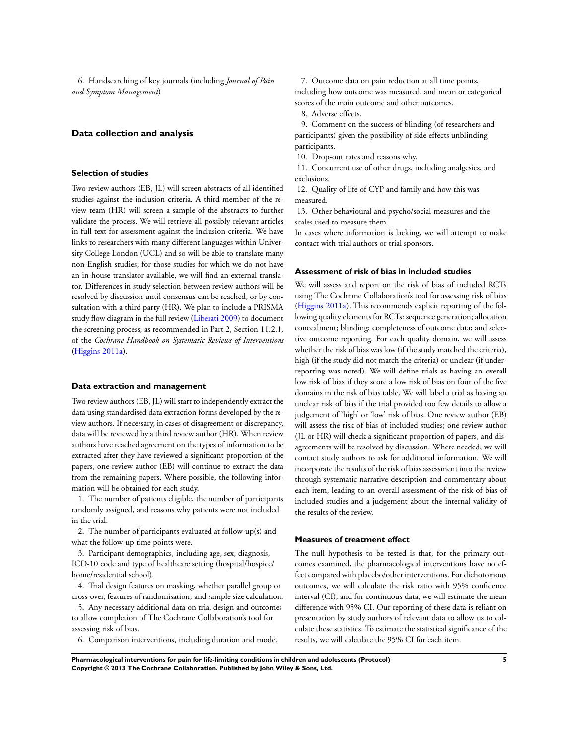6. Handsearching of key journals (including *Journal of Pain and Symptom Management*)

## Data collection and analysis

### Selection of studies

Two review authors (EB, JL) will screen abstracts of all identified studies against the inclusion criteria. A third member of the review team (HR) will screen a sample of the abstracts to further validate the process. We will retrieve all possibly relevant articles in full text for assessment against the inclusion criteria. We have links to researchers with many different languages within University College London (UCL) and so will be able to translate many non-English studies; for those studies for which we do not have an in-house translator available, we will find an external translator. Differences in study selection between review authors will be resolved by discussion until consensus can be reached, or by consultation with a third party (HR). We plan to include a PRISMA study flow diagram in the full review (Liberati 2009) to document the screening process, as recommended in Part 2, Section 11.2.1, of the *Cochrane Handbook on Systematic Reviews of Interventions* (Higgins 2011a).

### Data extraction and management

Two review authors (EB, JL) will start to independently extract the data using standardised data extraction forms developed by the review authors. If necessary, in cases of disagreement or discrepancy, data will be reviewed by a third review author (HR). When review authors have reached agreement on the types of information to be extracted after they have reviewed a significant proportion of the papers, one review author (EB) will continue to extract the data from the remaining papers. Where possible, the following information will be obtained for each study.

1. The number of patients eligible, the number of participants randomly assigned, and reasons why patients were not included in the trial.
2. The number of participants evaluated at follow-up(s) and what the follow-up time points were.
3. Participant demographics, including age, sex, diagnosis, ICD-10 code and type of healthcare setting (hospital/hospice/home/residential school).
4. Trial design features on masking, whether parallel group or cross-over, features of randomisation, and sample size calculation.
5. Any necessary additional data on trial design and outcomes to allow completion of The Cochrane Collaboration's tool for assessing risk of bias.
6. Comparison interventions, including duration and mode.
7. Outcome data on pain reduction at all time points, including how outcome was measured, and mean or categorical scores of the main outcome and other outcomes.
8. Adverse effects.
9. Comment on the success of blinding (of researchers and participants) given the possibility of side effects unblinding participants.
10. Drop-out rates and reasons why.
11. Concurrent use of other drugs, including analgesics, and exclusions.
12. Quality of life of CYP and family and how this was measured.
13. Other behavioural and psycho/social measures and the scales used to measure them.

In cases where information is lacking, we will attempt to make contact with trial authors or trial sponsors.

### Assessment of risk of bias in included studies

We will assess and report on the risk of bias of included RCTs using The Cochrane Collaboration's tool for assessing risk of bias (Higgins 2011a). This recommends explicit reporting of the following quality elements for RCTs: sequence generation; allocation concealment; blinding; completeness of outcome data; and selective outcome reporting. For each quality domain, we will assess whether the risk of bias was low (if the study matched the criteria), high (if the study did not match the criteria) or unclear (if underreporting was noted). We will define trials as having an overall low risk of bias if they score a low risk of bias on four of the five domains in the risk of bias table. We will label a trial as having an unclear risk of bias if the trial provided too few details to allow a judgement of 'high' or 'low' risk of bias. One review author (EB) will assess the risk of bias of included studies; one review author (JL or HR) will check a significant proportion of papers, and disagreements will be resolved by discussion. Where needed, we will contact study authors to ask for additional information. We will incorporate the results of the risk of bias assessment into the review through systematic narrative description and commentary about each item, leading to an overall assessment of the risk of bias of included studies and a judgement about the internal validity of the results of the review.

### Measures of treatment effect

The null hypothesis to be tested is that, for the primary outcomes examined, the pharmacological interventions have no effect compared with placebo/other interventions. For dichotomous outcomes, we will calculate the risk ratio with 95% confidence interval (CI), and for continuous data, we will estimate the mean difference with 95% CI. Our reporting of these data is reliant on presentation by study authors of relevant data to allow us to calculate these statistics. To estimate the statistical significance of the results, we will calculate the 95% CI for each item.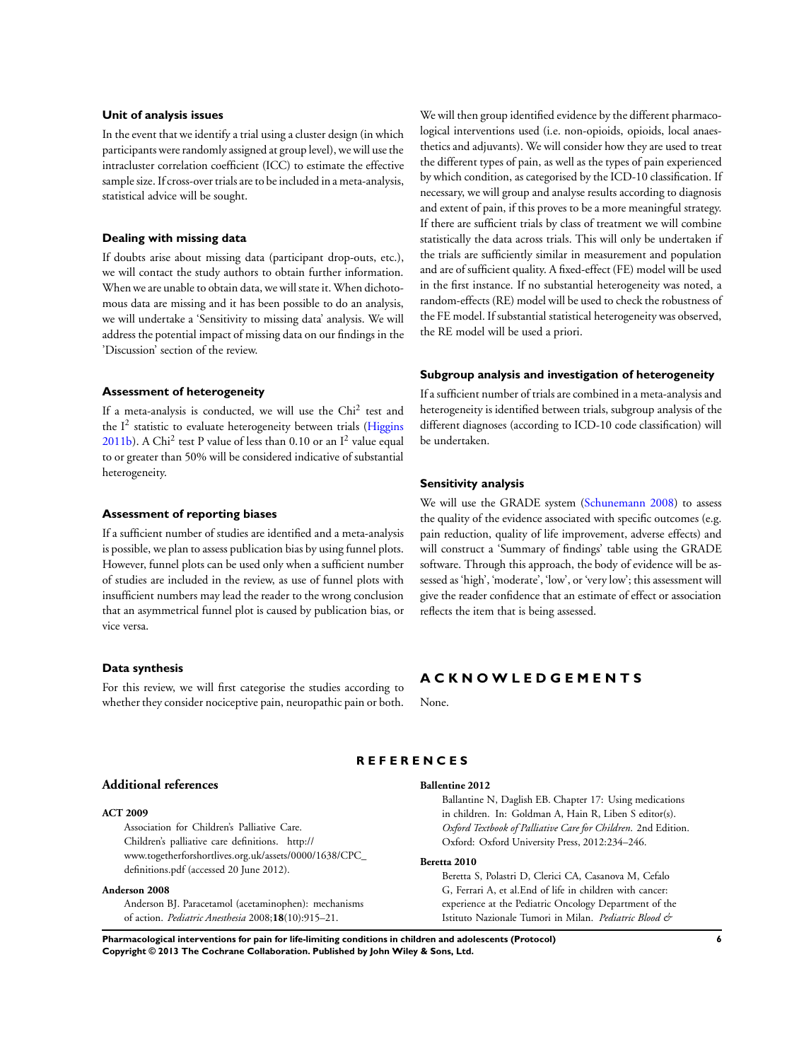### Unit of analysis issues

In the event that we identify a trial using a cluster design (in which participants were randomly assigned at group level), we will use the intracluster correlation coefficient (ICC) to estimate the effective sample size. If cross-over trials are to be included in a meta-analysis, statistical advice will be sought.

### Dealing with missing data

If doubts arise about missing data (participant drop-outs, etc.), we will contact the study authors to obtain further information. When we are unable to obtain data, we will state it. When dichotomous data are missing and it has been possible to do an analysis, we will undertake a 'Sensitivity to missing data' analysis. We will address the potential impact of missing data on our findings in the 'Discussion' section of the review.

### Assessment of heterogeneity

If a meta-analysis is conducted, we will use the $Chi^2$ test and the $I^2$ statistic to evaluate heterogeneity between trials (Higgins 2011b). A $Chi^2$ test P value of less than 0.10 or an $I^2$ value equal to or greater than 50% will be considered indicative of substantial heterogeneity.

### Assessment of reporting biases

If a sufficient number of studies are identified and a meta-analysis is possible, we plan to assess publication bias by using funnel plots. However, funnel plots can be used only when a sufficient number of studies are included in the review, as use of funnel plots with insufficient numbers may lead the reader to the wrong conclusion that an asymmetrical funnel plot is caused by publication bias, or vice versa.

### Data synthesis

For this review, we will first categorise the studies according to whether they consider nociceptive pain, neuropathic pain or both. We will then group identified evidence by the different pharmacological interventions used (i.e. non-opioids, opioids, local anaesthetics and adjuvants). We will consider how they are used to treat the different types of pain, as well as the types of pain experienced by which condition, as categorised by the ICD-10 classification. If necessary, we will group and analyse results according to diagnosis and extent of pain, if this proves to be a more meaningful strategy. If there are sufficient trials by class of treatment we will combine statistically the data across trials. This will only be undertaken if the trials are sufficiently similar in measurement and population and are of sufficient quality. A fixed-effect (FE) model will be used in the first instance. If no substantial heterogeneity was noted, a random-effects (RE) model will be used to check the robustness of the FE model. If substantial statistical heterogeneity was observed, the RE model will be used a priori.

### Subgroup analysis and investigation of heterogeneity

If a sufficient number of trials are combined in a meta-analysis and heterogeneity is identified between trials, subgroup analysis of the different diagnoses (according to ICD-10 code classification) will be undertaken.

### Sensitivity analysis

We will use the GRADE system (Schunemann 2008) to assess the quality of the evidence associated with specific outcomes (e.g. pain reduction, quality of life improvement, adverse effects) and will construct a 'Summary of findings' table using the GRADE software. Through this approach, the body of evidence will be assessed as 'high', 'moderate', 'low', or 'very low'; this assessment will give the reader confidence that an estimate of effect or association reflects the item that is being assessed.

## ACKNOWLEDGEMENTS

None.

## REFERENCES

### Additional references

**ACT 2009**

Association for Children's Palliative Care. Children's palliative care definitions. http://www.togetherforshortlives.org.uk/assets/0000/1638/CPC_definitions.pdf (accessed 20 June 2012).

**Anderson 2008**

Anderson BJ. Paracetamol (acetaminophen): mechanisms of action. *Pediatric Anesthesia* 2008;**18**(10):915–21.

**Ballentine 2012**

Ballantine N, Daglish EB. Chapter 17: Using medications in children. In: Goldman A, Hain R, Liben S editor(s). *Oxford Textbook of Palliative Care for Children*. 2nd Edition. Oxford: Oxford University Press, 2012:234–246.

**Beretta 2010**

Beretta S, Polastri D, Clerici CA, Casanova M, Cefalo G, Ferrari A, et al.End of life in children with cancer: experience at the Pediatric Oncology Department of the Istituto Nazionale Tumori in Milan. *Pediatric Blood &*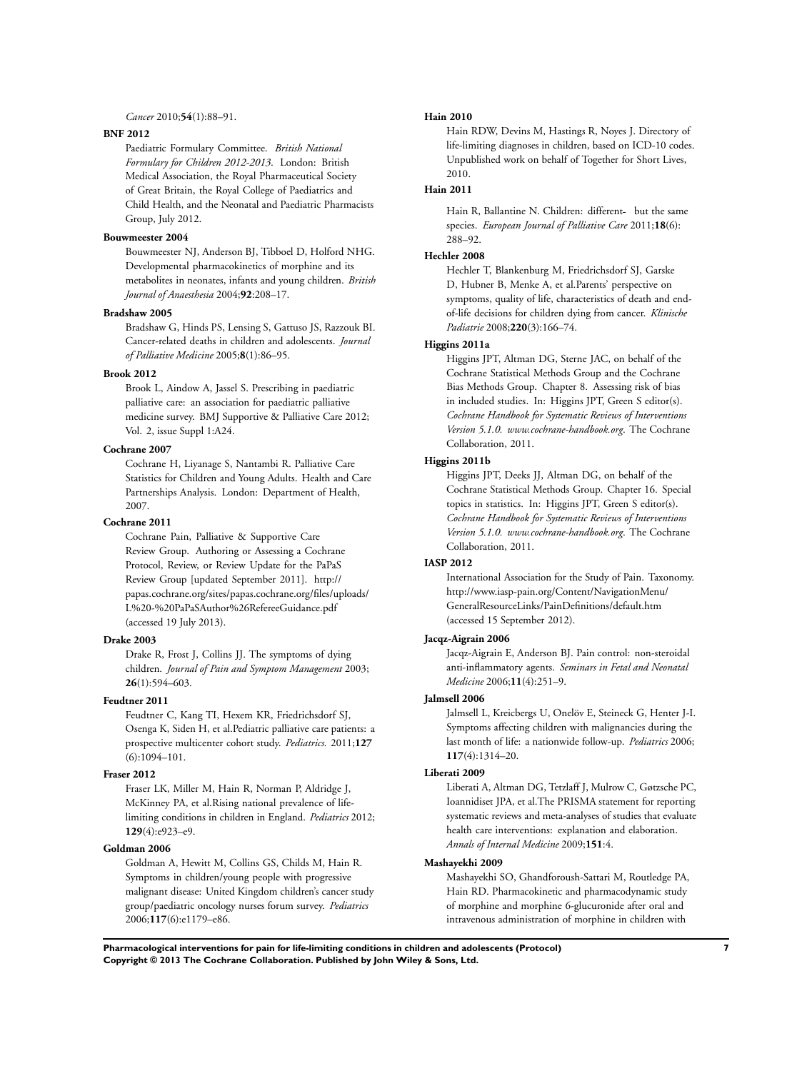*Cancer* 2010;**54**(1):88–91.

**BNF 2012**

Paediatric Formulary Committee. *British National Formulary for Children 2012-2013*. London: British Medical Association, the Royal Pharmaceutical Society of Great Britain, the Royal College of Paediatrics and Child Health, and the Neonatal and Paediatric Pharmacists Group, July 2012.

**Bouwmeester 2004**

Bouwmeester NJ, Anderson BJ, Tibboel D, Holford NHG. Developmental pharmacokinetics of morphine and its metabolites in neonates, infants and young children. *British Journal of Anaesthesia* 2004;**92**:208–17.

**Bradshaw 2005**

Bradshaw G, Hinds PS, Lensing S, Gattuso JS, Razzouk BI. Cancer-related deaths in children and adolescents. *Journal of Palliative Medicine* 2005;**8**(1):86–95.

**Brook 2012**

Brook L, Aindow A, Jassel S. Prescribing in paediatric palliative care: an association for paediatric palliative medicine survey. BMJ Supportive & Palliative Care 2012; Vol. 2, issue Suppl 1:A24.

**Cochrane 2007**

Cochrane H, Liyanage S, Nantambi R. Palliative Care Statistics for Children and Young Adults. Health and Care Partnerships Analysis. London: Department of Health, 2007.

**Cochrane 2011**

Cochrane Pain, Palliative & Supportive Care Review Group. Authoring or Assessing a Cochrane Protocol, Review, or Review Update for the PaPaS Review Group [updated September 2011]. http://papas.cochrane.org/sites/papas.cochrane.org/files/uploads/L%20-%20PaPaSAuthor%26RefereeGuidance.pdf (accessed 19 July 2013).

**Drake 2003**

Drake R, Frost J, Collins JJ. The symptoms of dying children. *Journal of Pain and Symptom Management* 2003; **26**(1):594–603.

**Feudtner 2011**

Feudtner C, Kang TI, Hexem KR, Friedrichsdorf SJ, Osenga K, Siden H, et al.Pediatric palliative care patients: a prospective multicenter cohort study. *Pediatrics.* 2011;**127** (6):1094–101.

**Fraser 2012**

Fraser LK, Miller M, Hain R, Norman P, Aldridge J, McKinney PA, et al.Rising national prevalence of life-limiting conditions in children in England. *Pediatrics* 2012; **129**(4):e923–e9.

**Goldman 2006**

Goldman A, Hewitt M, Collins GS, Childs M, Hain R. Symptoms in children/young people with progressive malignant disease: United Kingdom children's cancer study group/paediatric oncology nurses forum survey. *Pediatrics* 2006;**117**(6):e1179–e86.

**Hain 2010**

Hain RDW, Devins M, Hastings R, Noyes J. Directory of life-limiting diagnoses in children, based on ICD-10 codes. Unpublished work on behalf of Together for Short Lives, 2010.

**Hain 2011**

Hain R, Ballantine N. Children: different- but the same species. *European Journal of Palliative Care* 2011;**18**(6): 288–92.

**Hechler 2008**

Hechler T, Blankenburg M, Friedrichsdorf SJ, Garske D, Hubner B, Menke A, et al.Parents' perspective on symptoms, quality of life, characteristics of death and end-of-life decisions for children dying from cancer. *Klinische Padiatrie* 2008;**220**(3):166–74.

**Higgins 2011a**

Higgins JPT, Altman DG, Sterne JAC, on behalf of the Cochrane Statistical Methods Group and the Cochrane Bias Methods Group. Chapter 8. Assessing risk of bias in included studies. In: Higgins JPT, Green S editor(s). *Cochrane Handbook for Systematic Reviews of Interventions Version 5.1.0. www.cochrane-handbook.org*. The Cochrane Collaboration, 2011.

**Higgins 2011b**

Higgins JPT, Deeks JJ, Altman DG, on behalf of the Cochrane Statistical Methods Group. Chapter 16. Special topics in statistics. In: Higgins JPT, Green S editor(s). *Cochrane Handbook for Systematic Reviews of Interventions Version 5.1.0. www.cochrane-handbook.org*. The Cochrane Collaboration, 2011.

**IASP 2012**

International Association for the Study of Pain. Taxonomy. http://www.iasp-pain.org/Content/NavigationMenu/GeneralResourceLinks/PainDefinitions/default.htm (accessed 15 September 2012).

**Jacqz-Aigrain 2006**

Jacqz-Aigrain E, Anderson BJ. Pain control: non-steroidal anti-inflammatory agents. *Seminars in Fetal and Neonatal Medicine* 2006;**11**(4):251–9.

**Jalmsell 2006**

Jalmsell L, Kreicbergs U, Onelöv E, Steineck G, Henter J-I. Symptoms affecting children with malignancies during the last month of life: a nationwide follow-up. *Pediatrics* 2006; **117**(4):1314–20.

**Liberati 2009**

Liberati A, Altman DG, Tetzlaff J, Mulrow C, Gøtzsche PC, Ioannidiset JPA, et al.The PRISMA statement for reporting systematic reviews and meta-analyses of studies that evaluate health care interventions: explanation and elaboration. *Annals of Internal Medicine* 2009;**151**:4.

**Mashayekhi 2009**

Mashayekhi SO, Ghandforoush-Sattari M, Routledge PA, Hain RD. Pharmacokinetic and pharmacodynamic study of morphine and morphine 6-glucuronide after oral and intravenous administration of morphine in children with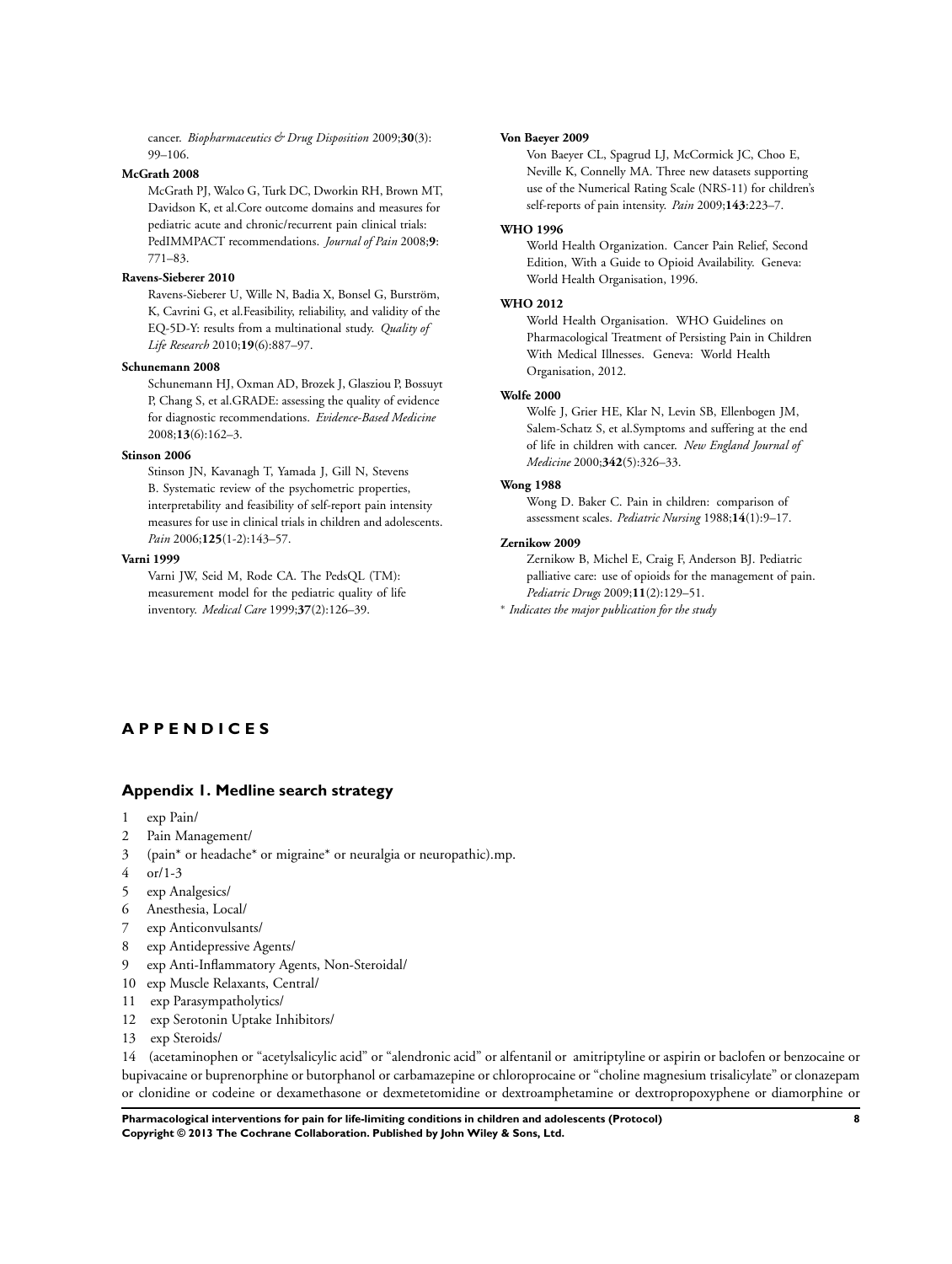cancer. *Biopharmaceutics & Drug Disposition* 2009;**30**(3): 99–106.

**McGrath 2008**

McGrath PJ, Walco G, Turk DC, Dworkin RH, Brown MT, Davidson K, et al.Core outcome domains and measures for pediatric acute and chronic/recurrent pain clinical trials: PedIMMPACT recommendations. *Journal of Pain* 2008;**9**: 771–83.

**Ravens-Sieberer 2010**

Ravens-Sieberer U, Wille N, Badia X, Bonsel G, Burström, K, Cavrini G, et al.Feasibility, reliability, and validity of the EQ-5D-Y: results from a multinational study. *Quality of Life Research* 2010;**19**(6):887–97.

**Schunemann 2008**

Schunemann HJ, Oxman AD, Brozek J, Glasziou P, Bossuyt P, Chang S, et al.GRADE: assessing the quality of evidence for diagnostic recommendations. *Evidence-Based Medicine* 2008;**13**(6):162–3.

**Stinson 2006**

Stinson JN, Kavanagh T, Yamada J, Gill N, Stevens B. Systematic review of the psychometric properties, interpretability and feasibility of self-report pain intensity measures for use in clinical trials in children and adolescents. *Pain* 2006;**125**(1-2):143–57.

**Varni 1999**

Varni JW, Seid M, Rode CA. The PedsQL (TM): measurement model for the pediatric quality of life inventory. *Medical Care* 1999;**37**(2):126–39.

**Von Baeyer 2009**

Von Baeyer CL, Spagrud LJ, McCormick JC, Choo E, Neville K, Connelly MA. Three new datasets supporting use of the Numerical Rating Scale (NRS-11) for children's self-reports of pain intensity. *Pain* 2009;**143**:223–7.

**WHO 1996**

World Health Organization. Cancer Pain Relief, Second Edition, With a Guide to Opioid Availability. Geneva: World Health Organisation, 1996.

**WHO 2012**

World Health Organisation. WHO Guidelines on Pharmacological Treatment of Persisting Pain in Children With Medical Illnesses. Geneva: World Health Organisation, 2012.

**Wolfe 2000**

Wolfe J, Grier HE, Klar N, Levin SB, Ellenbogen JM, Salem-Schatz S, et al.Symptoms and suffering at the end of life in children with cancer. *New England Journal of Medicine* 2000;**342**(5):326–33.

**Wong 1988**

Wong D. Baker C. Pain in children: comparison of assessment scales. *Pediatric Nursing* 1988;**14**(1):9–17.

**Zernikow 2009**

Zernikow B, Michel E, Craig F, Anderson BJ. Pediatric palliative care: use of opioids for the management of pain. *Pediatric Drugs* 2009;**11**(2):129–51.

* *Indicates the major publication for the study*

# APPENDICES

## Appendix 1. Medline search strategy

1 exp Pain/
2 Pain Management/
3 (pain* or headache* or migraine* or neuralgia or neuropathic).mp.
4 or/1-3
5 exp Analgesics/
6 Anesthesia, Local/
7 exp Anticonvulsants/
8 exp Antidepressive Agents/
9 exp Anti-Inflammatory Agents, Non-Steroidal/
10 exp Muscle Relaxants, Central/
11 exp Parasympatholytics/
12 exp Serotonin Uptake Inhibitors/
13 exp Steroids/
14 (acetaminophen or "acetylsalicylic acid" or "alendronic acid" or alfentanil or amitriptyline or aspirin or baclofen or benzocaine or bupivacaine or buprenorphine or butorphanol or carbamazepine or chloroprocaine or "choline magnesium trisalicylate" or clonazepam or clonidine or codeine or dexamethasone or dexmetetomidine or dextroamphetamine or dextropropoxyphene or diamorphine or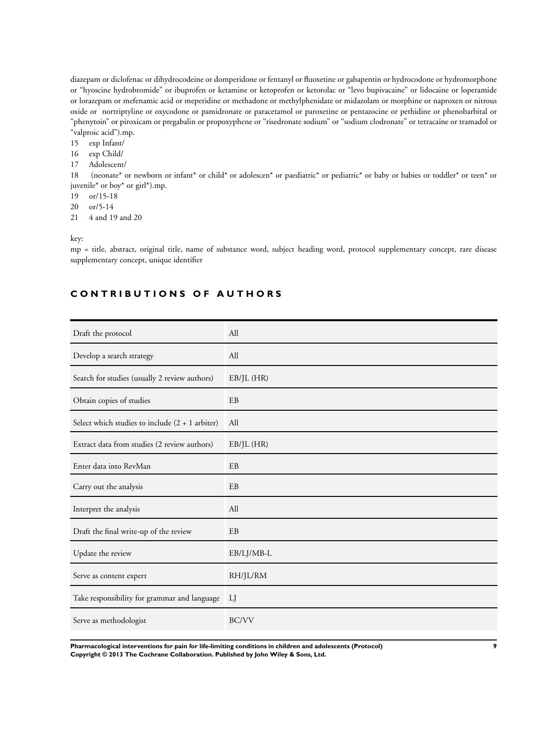diazepam or diclofenac or dihydrocodeine or domperidone or fentanyl or fluoxetine or gabapentin or hydrocodone or hydromorphone or "hyoscine hydrobromide" or ibuprofen or ketamine or ketoprofen or ketorolac or "levo bupivacaine" or lidocaine or loperamide or lorazepam or mefenamic acid or meperidine or methadone or methylphenidate or midazolam or morphine or naproxen or nitrous oxide or nortriptyline or oxycodone or pamidronate or paracetamol or paroxetine or pentazocine or pethidine or phenobarbital or "phenytoin" or piroxicam or pregabalin or propoxyphene or "risedronate sodium" or "sodium clodronate" or tetracaine or tramadol or "valproic acid").mp.

15 exp Infant/

16 exp Child/

17 Adolescent/

18 (neonate* or newborn or infant* or child* or adolescen* or paediatric* or pediatric* or baby or babies or toddler* or teen* or juvenile* or boy* or girl*).mp.

19 or/15-18

20 or/5-14

21 4 and 19 and 20

key:

mp = title, abstract, original title, name of substance word, subject heading word, protocol supplementary concept, rare disease supplementary concept, unique identifier

## CONTRIBUTIONS OF AUTHORS

| | |
|---|---|
| Draft the protocol | All |
| Develop a search strategy | All |
| Search for studies (usually 2 review authors) | EB/JL (HR) |
| Obtain copies of studies | EB |
| Select which studies to include (2 + 1 arbiter) | All |
| Extract data from studies (2 review authors) | EB/JL (HR) |
| Enter data into RevMan | EB |
| Carry out the analysis | EB |
| Interpret the analysis | All |
| Draft the final write-up of the review | EB |
| Update the review | EB/LJ/MB-L |
| Serve as content expert | RH/JL/RM |
| Take responsibility for grammar and language | LJ |
| Serve as methodologist | BC/VV |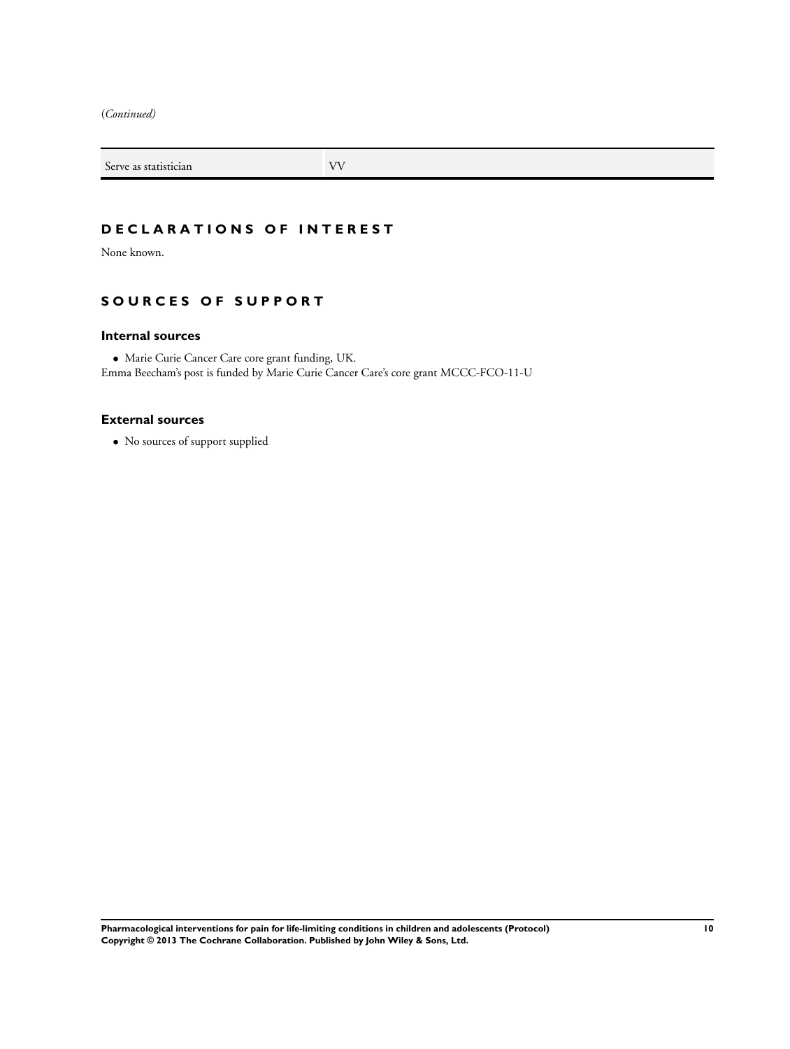(*Continued*)

| | |
|---|---|
| Serve as statistician | VV |

# DECLARATIONS OF INTEREST

None known.

# SOURCES OF SUPPORT

## Internal sources

- Marie Curie Cancer Care core grant funding, UK.

Emma Beecham's post is funded by Marie Curie Cancer Care's core grant MCCC-FCO-11-U

## External sources

- No sources of support supplied